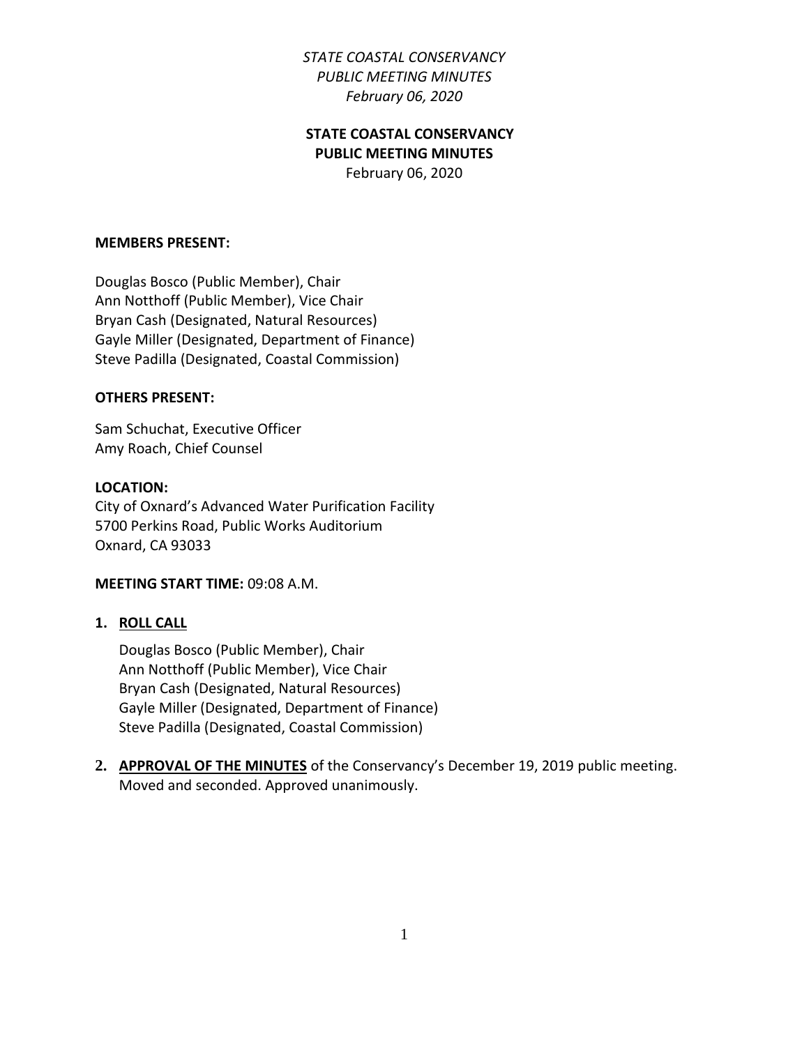# STATE COASTAL CONSERVANCY
## PUBLIC MEETING MINUTES
February 06, 2020

**MEMBERS PRESENT:**

Douglas Bosco (Public Member), Chair
Ann Notthoff (Public Member), Vice Chair
Bryan Cash (Designated, Natural Resources)
Gayle Miller (Designated, Department of Finance)
Steve Padilla (Designated, Coastal Commission)

**OTHERS PRESENT:**

Sam Schuchat, Executive Officer
Amy Roach, Chief Counsel

**LOCATION:**
City of Oxnard's Advanced Water Purification Facility
5700 Perkins Road, Public Works Auditorium
Oxnard, CA 93033

**MEETING START TIME:** 09:08 A.M.

1. **ROLL CALL**

   Douglas Bosco (Public Member), Chair
   Ann Notthoff (Public Member), Vice Chair
   Bryan Cash (Designated, Natural Resources)
   Gayle Miller (Designated, Department of Finance)
   Steve Padilla (Designated, Coastal Commission)

2. **APPROVAL OF THE MINUTES** of the Conservancy's December 19, 2019 public meeting. Moved and seconded. Approved unanimously.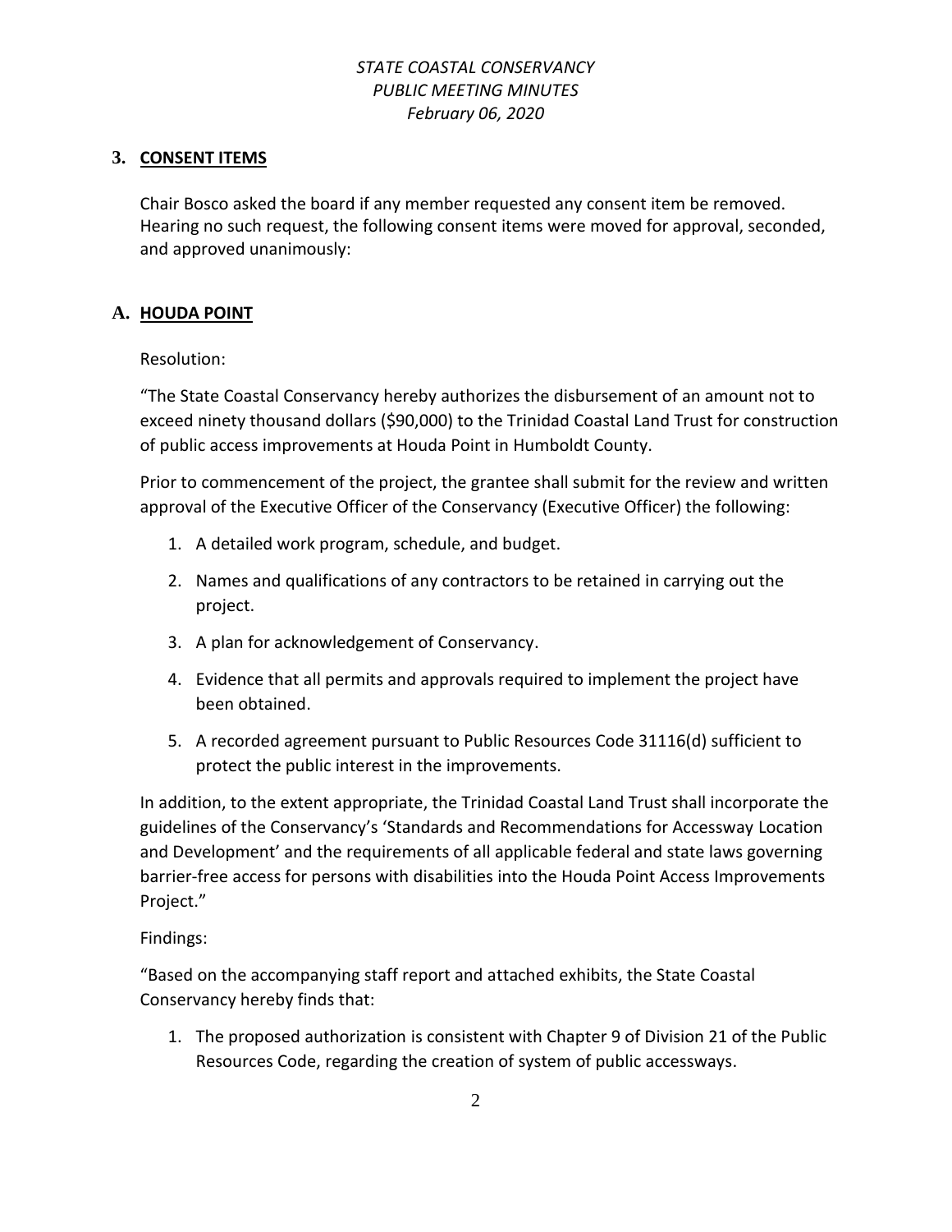## 3. CONSENT ITEMS

Chair Bosco asked the board if any member requested any consent item be removed. Hearing no such request, the following consent items were moved for approval, seconded, and approved unanimously:

## A. HOUDA POINT

Resolution:

"The State Coastal Conservancy hereby authorizes the disbursement of an amount not to exceed ninety thousand dollars ($90,000) to the Trinidad Coastal Land Trust for construction of public access improvements at Houda Point in Humboldt County.

Prior to commencement of the project, the grantee shall submit for the review and written approval of the Executive Officer of the Conservancy (Executive Officer) the following:

1. A detailed work program, schedule, and budget.
2. Names and qualifications of any contractors to be retained in carrying out the project.
3. A plan for acknowledgement of Conservancy.
4. Evidence that all permits and approvals required to implement the project have been obtained.
5. A recorded agreement pursuant to Public Resources Code 31116(d) sufficient to protect the public interest in the improvements.

In addition, to the extent appropriate, the Trinidad Coastal Land Trust shall incorporate the guidelines of the Conservancy's 'Standards and Recommendations for Accessway Location and Development' and the requirements of all applicable federal and state laws governing barrier-free access for persons with disabilities into the Houda Point Access Improvements Project."

Findings:

"Based on the accompanying staff report and attached exhibits, the State Coastal Conservancy hereby finds that:

1. The proposed authorization is consistent with Chapter 9 of Division 21 of the Public Resources Code, regarding the creation of system of public accessways.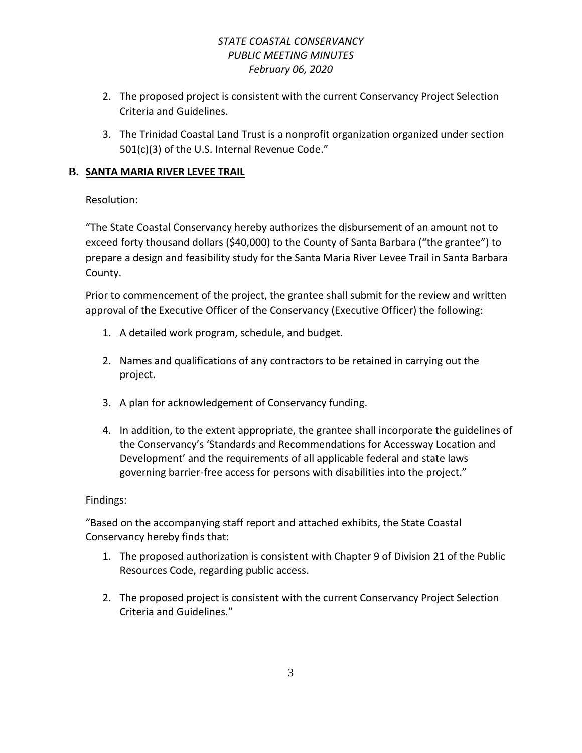2. The proposed project is consistent with the current Conservancy Project Selection Criteria and Guidelines.

3. The Trinidad Coastal Land Trust is a nonprofit organization organized under section 501(c)(3) of the U.S. Internal Revenue Code."

## B. SANTA MARIA RIVER LEVEE TRAIL

Resolution:

"The State Coastal Conservancy hereby authorizes the disbursement of an amount not to exceed forty thousand dollars ($40,000) to the County of Santa Barbara ("the grantee") to prepare a design and feasibility study for the Santa Maria River Levee Trail in Santa Barbara County.

Prior to commencement of the project, the grantee shall submit for the review and written approval of the Executive Officer of the Conservancy (Executive Officer) the following:

1. A detailed work program, schedule, and budget.

2. Names and qualifications of any contractors to be retained in carrying out the project.

3. A plan for acknowledgement of Conservancy funding.

4. In addition, to the extent appropriate, the grantee shall incorporate the guidelines of the Conservancy's 'Standards and Recommendations for Accessway Location and Development' and the requirements of all applicable federal and state laws governing barrier-free access for persons with disabilities into the project."

Findings:

"Based on the accompanying staff report and attached exhibits, the State Coastal Conservancy hereby finds that:

1. The proposed authorization is consistent with Chapter 9 of Division 21 of the Public Resources Code, regarding public access.

2. The proposed project is consistent with the current Conservancy Project Selection Criteria and Guidelines."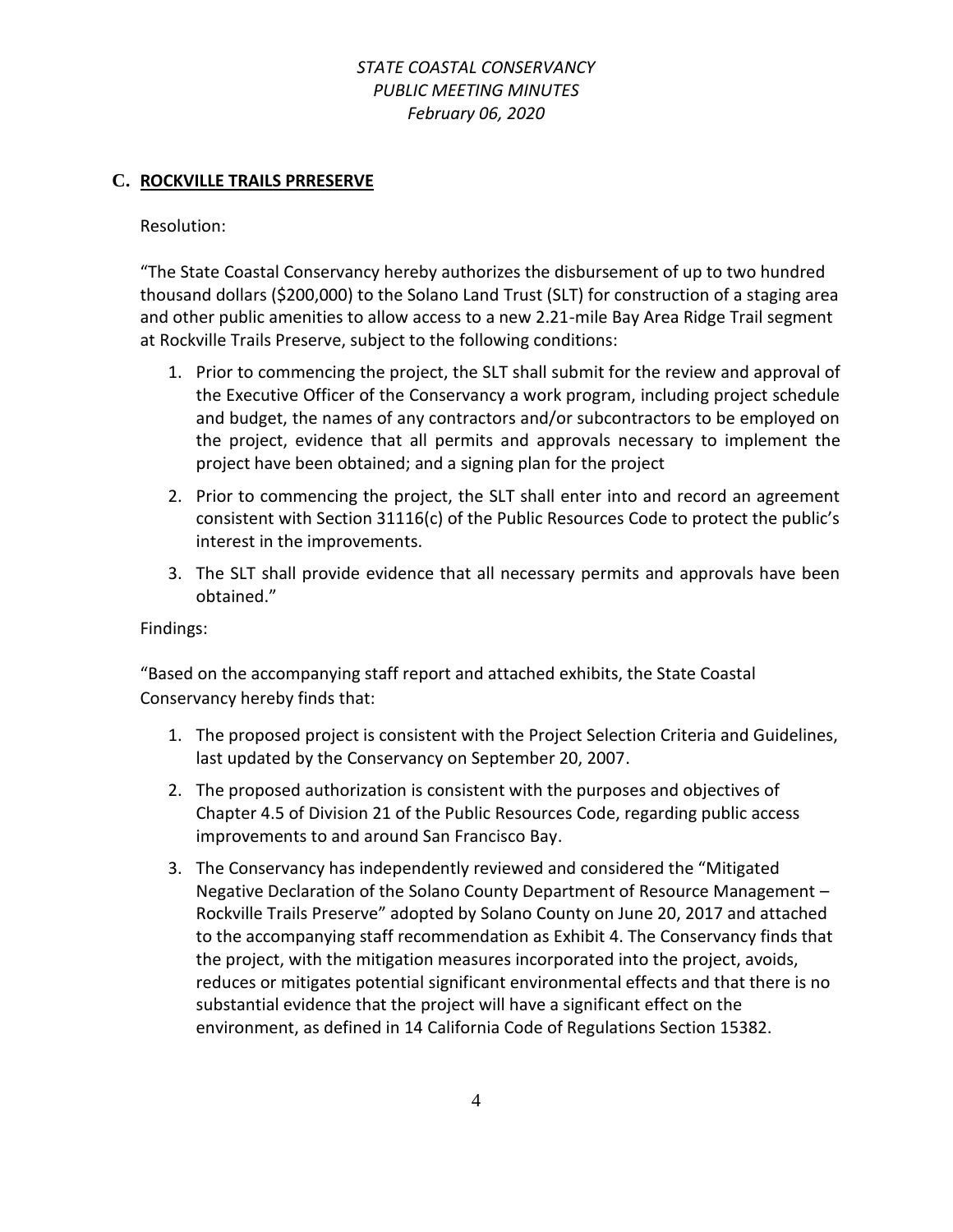## C. ROCKVILLE TRAILS PRRESERVE

Resolution:

"The State Coastal Conservancy hereby authorizes the disbursement of up to two hundred thousand dollars ($200,000) to the Solano Land Trust (SLT) for construction of a staging area and other public amenities to allow access to a new 2.21-mile Bay Area Ridge Trail segment at Rockville Trails Preserve, subject to the following conditions:

1. Prior to commencing the project, the SLT shall submit for the review and approval of the Executive Officer of the Conservancy a work program, including project schedule and budget, the names of any contractors and/or subcontractors to be employed on the project, evidence that all permits and approvals necessary to implement the project have been obtained; and a signing plan for the project
2. Prior to commencing the project, the SLT shall enter into and record an agreement consistent with Section 31116(c) of the Public Resources Code to protect the public's interest in the improvements.
3. The SLT shall provide evidence that all necessary permits and approvals have been obtained."

Findings:

"Based on the accompanying staff report and attached exhibits, the State Coastal Conservancy hereby finds that:

1. The proposed project is consistent with the Project Selection Criteria and Guidelines, last updated by the Conservancy on September 20, 2007.
2. The proposed authorization is consistent with the purposes and objectives of Chapter 4.5 of Division 21 of the Public Resources Code, regarding public access improvements to and around San Francisco Bay.
3. The Conservancy has independently reviewed and considered the "Mitigated Negative Declaration of the Solano County Department of Resource Management – Rockville Trails Preserve" adopted by Solano County on June 20, 2017 and attached to the accompanying staff recommendation as Exhibit 4. The Conservancy finds that the project, with the mitigation measures incorporated into the project, avoids, reduces or mitigates potential significant environmental effects and that there is no substantial evidence that the project will have a significant effect on the environment, as defined in 14 California Code of Regulations Section 15382.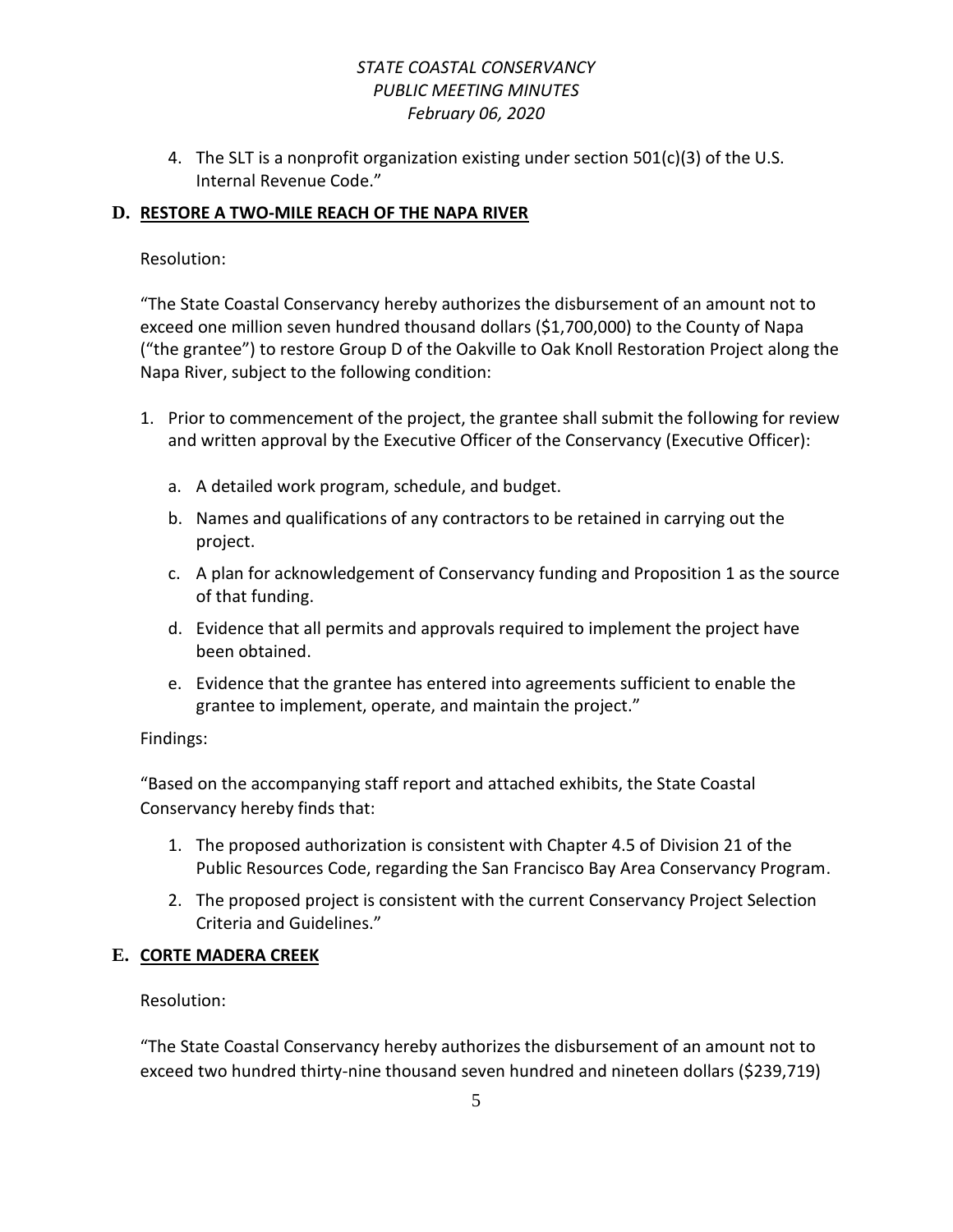4. The SLT is a nonprofit organization existing under section 501(c)(3) of the U.S. Internal Revenue Code."

## D. RESTORE A TWO-MILE REACH OF THE NAPA RIVER

Resolution:

"The State Coastal Conservancy hereby authorizes the disbursement of an amount not to exceed one million seven hundred thousand dollars ($1,700,000) to the County of Napa ("the grantee") to restore Group D of the Oakville to Oak Knoll Restoration Project along the Napa River, subject to the following condition:

1. Prior to commencement of the project, the grantee shall submit the following for review and written approval by the Executive Officer of the Conservancy (Executive Officer):
   a. A detailed work program, schedule, and budget.
   b. Names and qualifications of any contractors to be retained in carrying out the project.
   c. A plan for acknowledgement of Conservancy funding and Proposition 1 as the source of that funding.
   d. Evidence that all permits and approvals required to implement the project have been obtained.
   e. Evidence that the grantee has entered into agreements sufficient to enable the grantee to implement, operate, and maintain the project."

Findings:

"Based on the accompanying staff report and attached exhibits, the State Coastal Conservancy hereby finds that:

1. The proposed authorization is consistent with Chapter 4.5 of Division 21 of the Public Resources Code, regarding the San Francisco Bay Area Conservancy Program.
2. The proposed project is consistent with the current Conservancy Project Selection Criteria and Guidelines."

## E. CORTE MADERA CREEK

Resolution:

"The State Coastal Conservancy hereby authorizes the disbursement of an amount not to exceed two hundred thirty-nine thousand seven hundred and nineteen dollars ($239,719)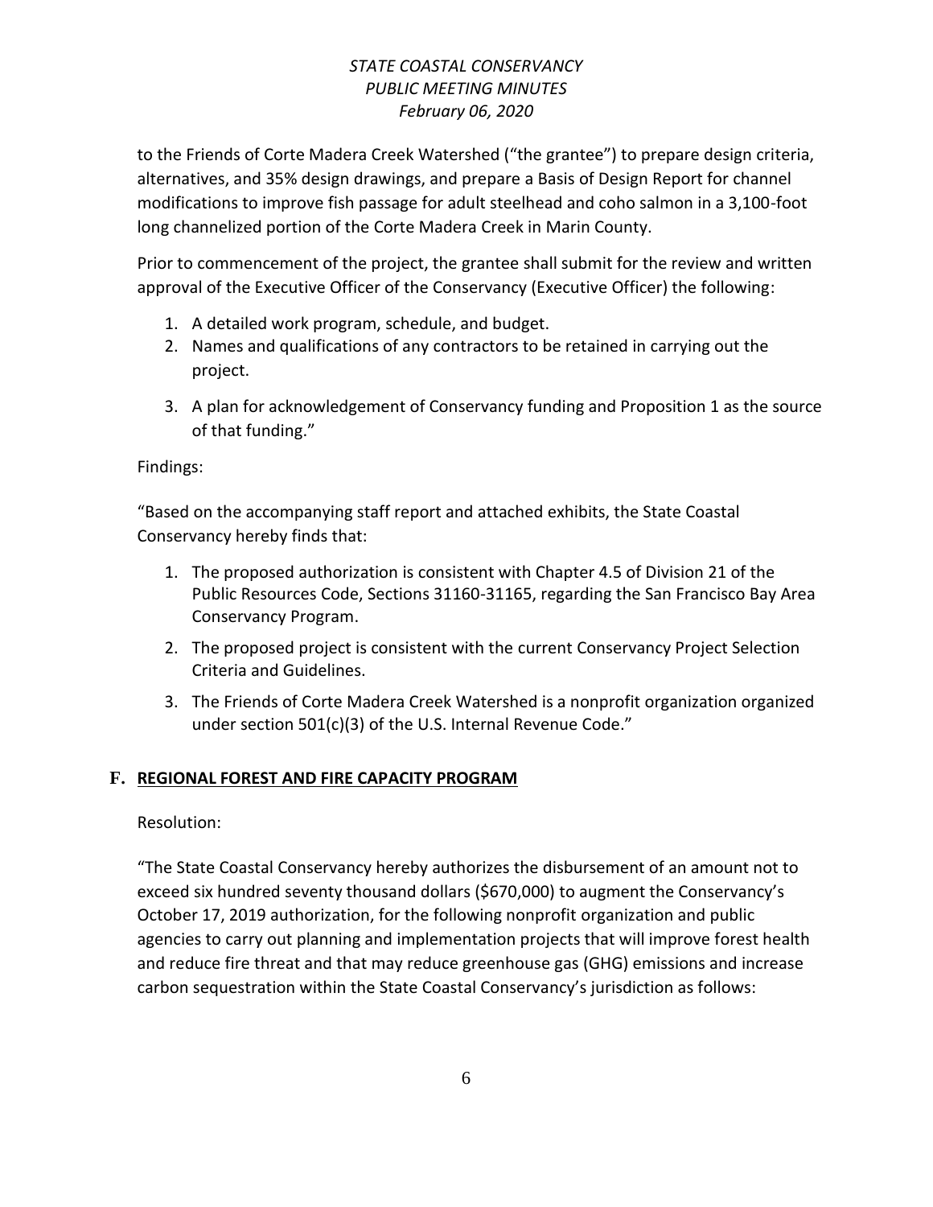to the Friends of Corte Madera Creek Watershed ("the grantee") to prepare design criteria, alternatives, and 35% design drawings, and prepare a Basis of Design Report for channel modifications to improve fish passage for adult steelhead and coho salmon in a 3,100-foot long channelized portion of the Corte Madera Creek in Marin County.

Prior to commencement of the project, the grantee shall submit for the review and written approval of the Executive Officer of the Conservancy (Executive Officer) the following:

1. A detailed work program, schedule, and budget.
2. Names and qualifications of any contractors to be retained in carrying out the project.
3. A plan for acknowledgement of Conservancy funding and Proposition 1 as the source of that funding."

Findings:

"Based on the accompanying staff report and attached exhibits, the State Coastal Conservancy hereby finds that:

1. The proposed authorization is consistent with Chapter 4.5 of Division 21 of the Public Resources Code, Sections 31160-31165, regarding the San Francisco Bay Area Conservancy Program.
2. The proposed project is consistent with the current Conservancy Project Selection Criteria and Guidelines.
3. The Friends of Corte Madera Creek Watershed is a nonprofit organization organized under section 501(c)(3) of the U.S. Internal Revenue Code."

## F. REGIONAL FOREST AND FIRE CAPACITY PROGRAM

Resolution:

"The State Coastal Conservancy hereby authorizes the disbursement of an amount not to exceed six hundred seventy thousand dollars ($670,000) to augment the Conservancy's October 17, 2019 authorization, for the following nonprofit organization and public agencies to carry out planning and implementation projects that will improve forest health and reduce fire threat and that may reduce greenhouse gas (GHG) emissions and increase carbon sequestration within the State Coastal Conservancy's jurisdiction as follows: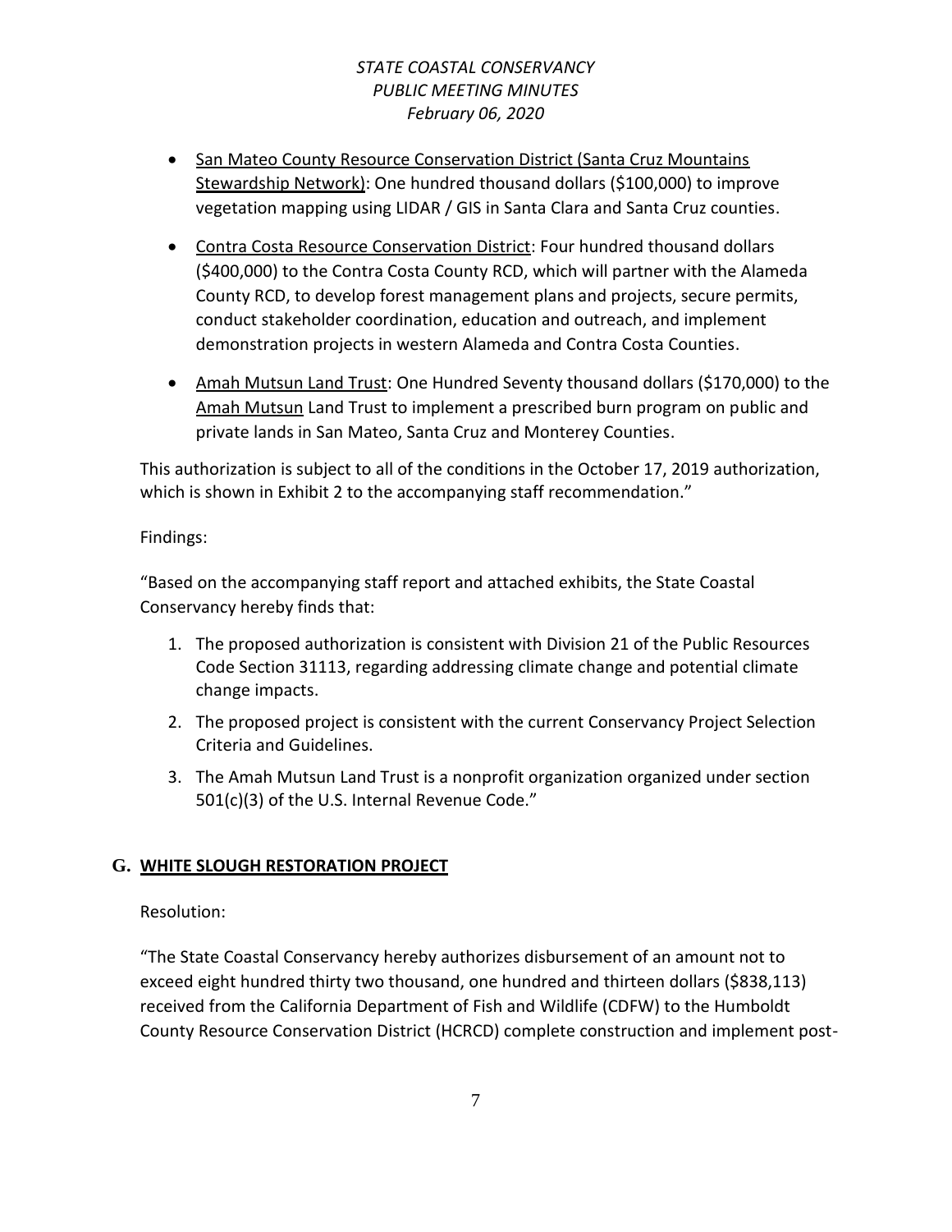- San Mateo County Resource Conservation District (Santa Cruz Mountains Stewardship Network): One hundred thousand dollars ($100,000) to improve vegetation mapping using LIDAR / GIS in Santa Clara and Santa Cruz counties.
- Contra Costa Resource Conservation District: Four hundred thousand dollars ($400,000) to the Contra Costa County RCD, which will partner with the Alameda County RCD, to develop forest management plans and projects, secure permits, conduct stakeholder coordination, education and outreach, and implement demonstration projects in western Alameda and Contra Costa Counties.
- Amah Mutsun Land Trust: One Hundred Seventy thousand dollars ($170,000) to the Amah Mutsun Land Trust to implement a prescribed burn program on public and private lands in San Mateo, Santa Cruz and Monterey Counties.

This authorization is subject to all of the conditions in the October 17, 2019 authorization, which is shown in Exhibit 2 to the accompanying staff recommendation."

Findings:

"Based on the accompanying staff report and attached exhibits, the State Coastal Conservancy hereby finds that:

1. The proposed authorization is consistent with Division 21 of the Public Resources Code Section 31113, regarding addressing climate change and potential climate change impacts.
2. The proposed project is consistent with the current Conservancy Project Selection Criteria and Guidelines.
3. The Amah Mutsun Land Trust is a nonprofit organization organized under section 501(c)(3) of the U.S. Internal Revenue Code."

## G. WHITE SLOUGH RESTORATION PROJECT

Resolution:

"The State Coastal Conservancy hereby authorizes disbursement of an amount not to exceed eight hundred thirty two thousand, one hundred and thirteen dollars ($838,113) received from the California Department of Fish and Wildlife (CDFW) to the Humboldt County Resource Conservation District (HCRCD) complete construction and implement post-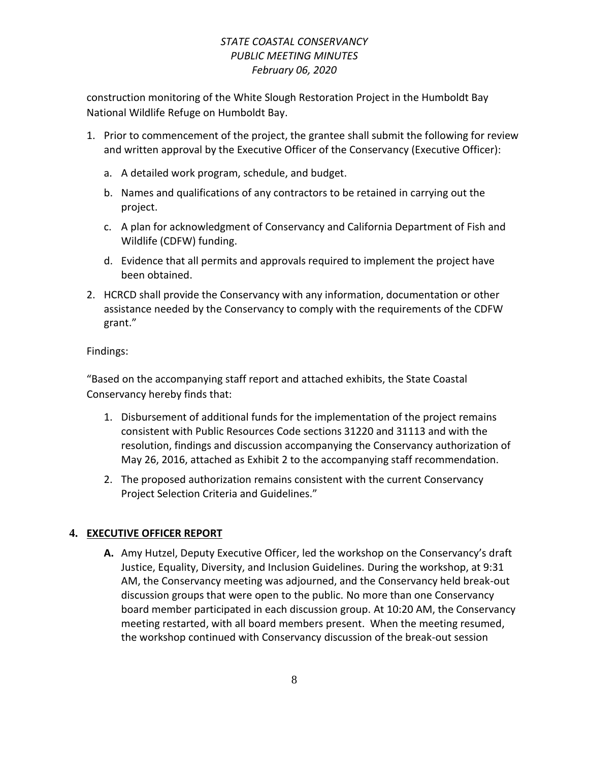construction monitoring of the White Slough Restoration Project in the Humboldt Bay National Wildlife Refuge on Humboldt Bay.

1. Prior to commencement of the project, the grantee shall submit the following for review and written approval by the Executive Officer of the Conservancy (Executive Officer):
   a. A detailed work program, schedule, and budget.
   b. Names and qualifications of any contractors to be retained in carrying out the project.
   c. A plan for acknowledgment of Conservancy and California Department of Fish and Wildlife (CDFW) funding.
   d. Evidence that all permits and approvals required to implement the project have been obtained.
2. HCRCD shall provide the Conservancy with any information, documentation or other assistance needed by the Conservancy to comply with the requirements of the CDFW grant."

Findings:

"Based on the accompanying staff report and attached exhibits, the State Coastal Conservancy hereby finds that:

1. Disbursement of additional funds for the implementation of the project remains consistent with Public Resources Code sections 31220 and 31113 and with the resolution, findings and discussion accompanying the Conservancy authorization of May 26, 2016, attached as Exhibit 2 to the accompanying staff recommendation.
2. The proposed authorization remains consistent with the current Conservancy Project Selection Criteria and Guidelines."

## 4. EXECUTIVE OFFICER REPORT

**A.** Amy Hutzel, Deputy Executive Officer, led the workshop on the Conservancy's draft Justice, Equality, Diversity, and Inclusion Guidelines. During the workshop, at 9:31 AM, the Conservancy meeting was adjourned, and the Conservancy held break-out discussion groups that were open to the public. No more than one Conservancy board member participated in each discussion group. At 10:20 AM, the Conservancy meeting restarted, with all board members present. When the meeting resumed, the workshop continued with Conservancy discussion of the break-out session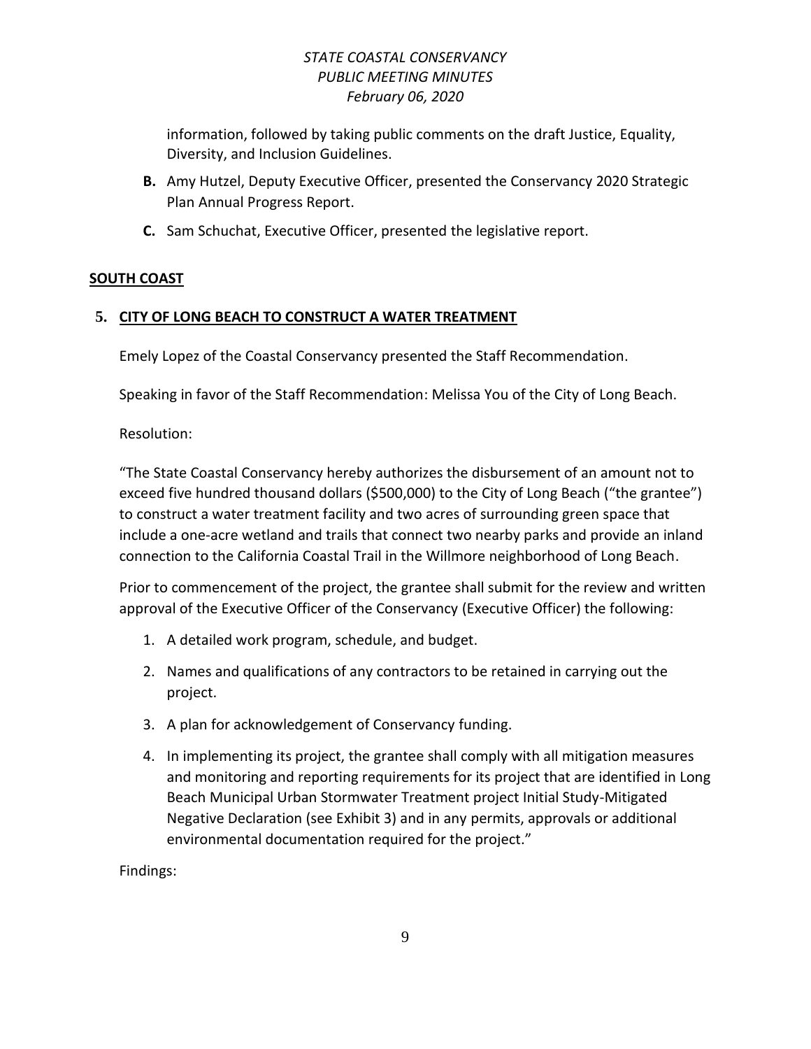information, followed by taking public comments on the draft Justice, Equality, Diversity, and Inclusion Guidelines.

**B.** Amy Hutzel, Deputy Executive Officer, presented the Conservancy 2020 Strategic Plan Annual Progress Report.

**C.** Sam Schuchat, Executive Officer, presented the legislative report.

## SOUTH COAST

### 5. CITY OF LONG BEACH TO CONSTRUCT A WATER TREATMENT

Emely Lopez of the Coastal Conservancy presented the Staff Recommendation.

Speaking in favor of the Staff Recommendation: Melissa You of the City of Long Beach.

Resolution:

"The State Coastal Conservancy hereby authorizes the disbursement of an amount not to exceed five hundred thousand dollars ($500,000) to the City of Long Beach ("the grantee") to construct a water treatment facility and two acres of surrounding green space that include a one-acre wetland and trails that connect two nearby parks and provide an inland connection to the California Coastal Trail in the Willmore neighborhood of Long Beach.

Prior to commencement of the project, the grantee shall submit for the review and written approval of the Executive Officer of the Conservancy (Executive Officer) the following:

1. A detailed work program, schedule, and budget.
2. Names and qualifications of any contractors to be retained in carrying out the project.
3. A plan for acknowledgement of Conservancy funding.
4. In implementing its project, the grantee shall comply with all mitigation measures and monitoring and reporting requirements for its project that are identified in Long Beach Municipal Urban Stormwater Treatment project Initial Study-Mitigated Negative Declaration (see Exhibit 3) and in any permits, approvals or additional environmental documentation required for the project."

Findings: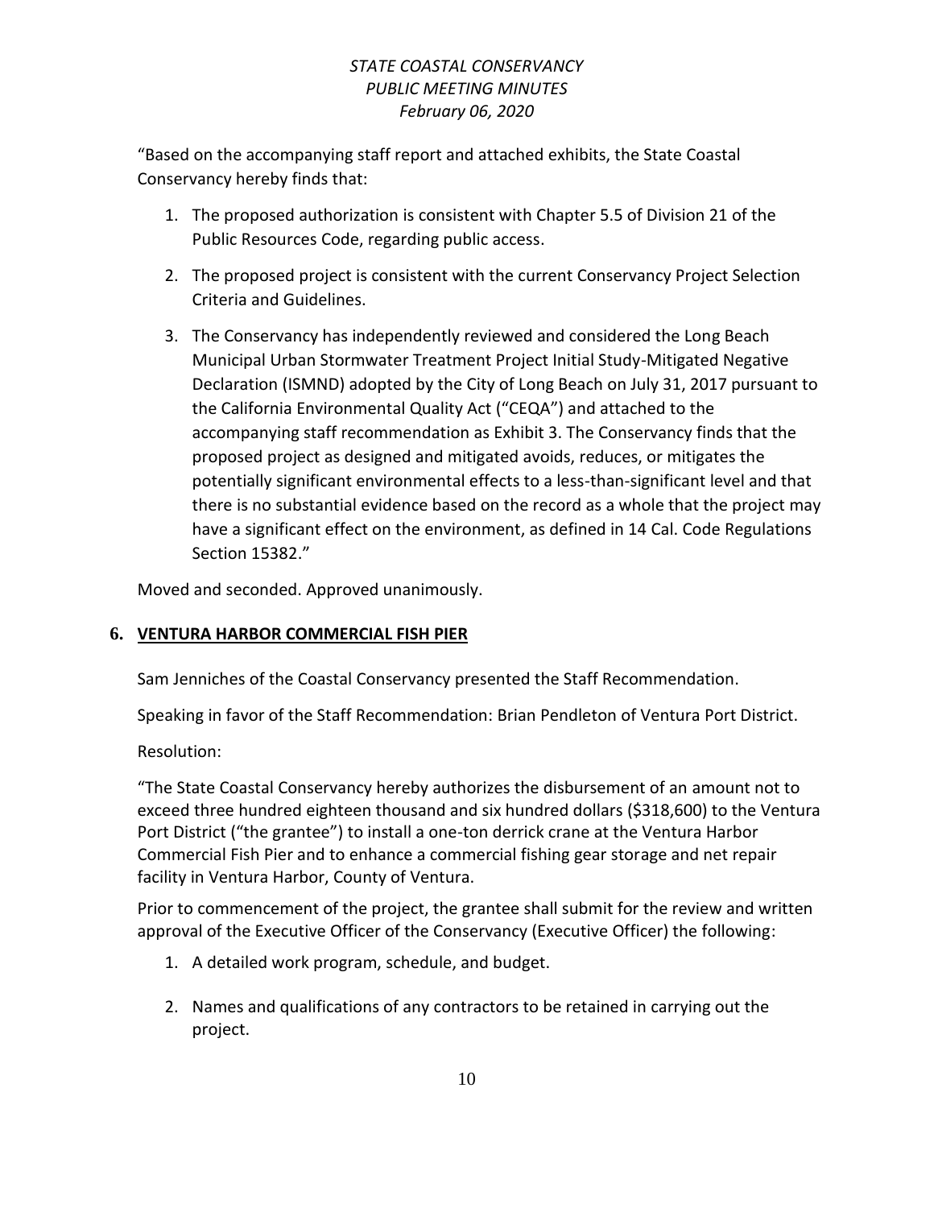"Based on the accompanying staff report and attached exhibits, the State Coastal Conservancy hereby finds that:

1. The proposed authorization is consistent with Chapter 5.5 of Division 21 of the Public Resources Code, regarding public access.
2. The proposed project is consistent with the current Conservancy Project Selection Criteria and Guidelines.
3. The Conservancy has independently reviewed and considered the Long Beach Municipal Urban Stormwater Treatment Project Initial Study-Mitigated Negative Declaration (ISMND) adopted by the City of Long Beach on July 31, 2017 pursuant to the California Environmental Quality Act ("CEQA") and attached to the accompanying staff recommendation as Exhibit 3. The Conservancy finds that the proposed project as designed and mitigated avoids, reduces, or mitigates the potentially significant environmental effects to a less-than-significant level and that there is no substantial evidence based on the record as a whole that the project may have a significant effect on the environment, as defined in 14 Cal. Code Regulations Section 15382."

Moved and seconded. Approved unanimously.

## 6. VENTURA HARBOR COMMERCIAL FISH PIER

Sam Jenniches of the Coastal Conservancy presented the Staff Recommendation.

Speaking in favor of the Staff Recommendation: Brian Pendleton of Ventura Port District.

Resolution:

"The State Coastal Conservancy hereby authorizes the disbursement of an amount not to exceed three hundred eighteen thousand and six hundred dollars ($318,600) to the Ventura Port District ("the grantee") to install a one-ton derrick crane at the Ventura Harbor Commercial Fish Pier and to enhance a commercial fishing gear storage and net repair facility in Ventura Harbor, County of Ventura.

Prior to commencement of the project, the grantee shall submit for the review and written approval of the Executive Officer of the Conservancy (Executive Officer) the following:

1. A detailed work program, schedule, and budget.
2. Names and qualifications of any contractors to be retained in carrying out the project.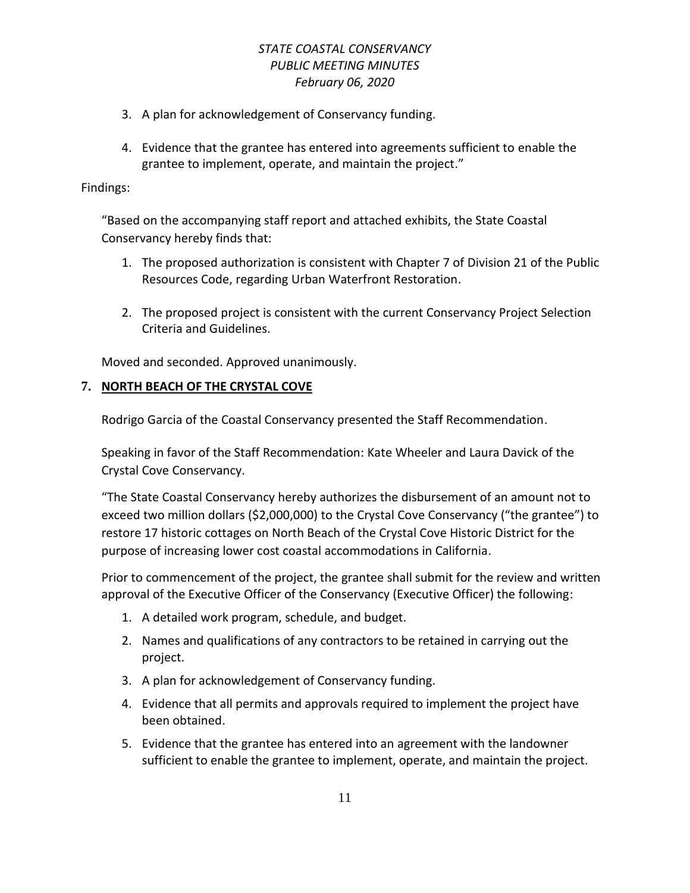3. A plan for acknowledgement of Conservancy funding.

4. Evidence that the grantee has entered into agreements sufficient to enable the grantee to implement, operate, and maintain the project."

Findings:

"Based on the accompanying staff report and attached exhibits, the State Coastal Conservancy hereby finds that:

1. The proposed authorization is consistent with Chapter 7 of Division 21 of the Public Resources Code, regarding Urban Waterfront Restoration.

2. The proposed project is consistent with the current Conservancy Project Selection Criteria and Guidelines.

Moved and seconded. Approved unanimously.

## 7. NORTH BEACH OF THE CRYSTAL COVE

Rodrigo Garcia of the Coastal Conservancy presented the Staff Recommendation.

Speaking in favor of the Staff Recommendation: Kate Wheeler and Laura Davick of the Crystal Cove Conservancy.

"The State Coastal Conservancy hereby authorizes the disbursement of an amount not to exceed two million dollars ($2,000,000) to the Crystal Cove Conservancy ("the grantee") to restore 17 historic cottages on North Beach of the Crystal Cove Historic District for the purpose of increasing lower cost coastal accommodations in California.

Prior to commencement of the project, the grantee shall submit for the review and written approval of the Executive Officer of the Conservancy (Executive Officer) the following:

1. A detailed work program, schedule, and budget.
2. Names and qualifications of any contractors to be retained in carrying out the project.
3. A plan for acknowledgement of Conservancy funding.
4. Evidence that all permits and approvals required to implement the project have been obtained.
5. Evidence that the grantee has entered into an agreement with the landowner sufficient to enable the grantee to implement, operate, and maintain the project.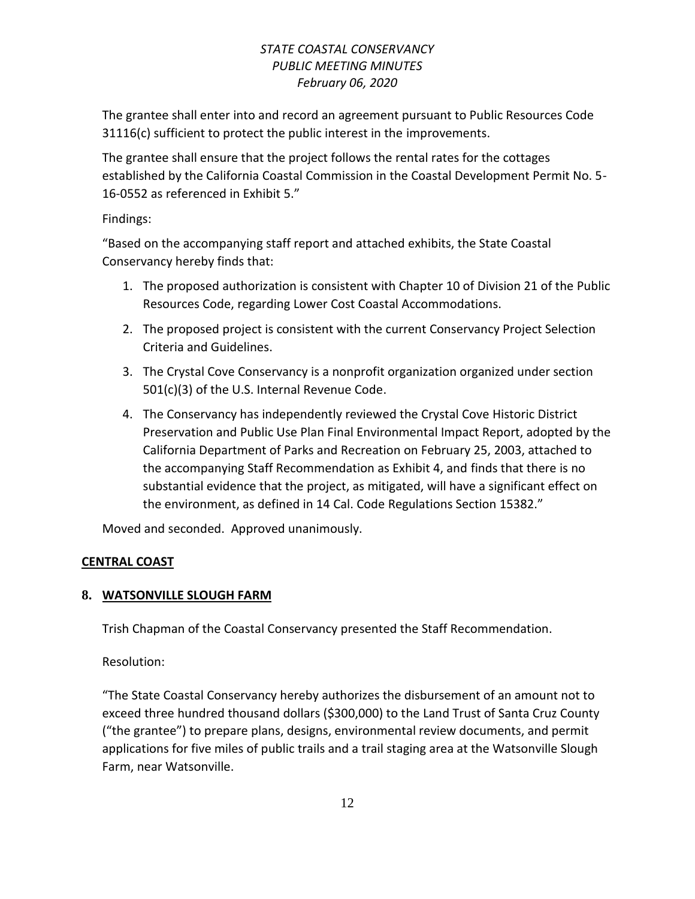The grantee shall enter into and record an agreement pursuant to Public Resources Code 31116(c) sufficient to protect the public interest in the improvements.

The grantee shall ensure that the project follows the rental rates for the cottages established by the California Coastal Commission in the Coastal Development Permit No. 5-16-0552 as referenced in Exhibit 5."

Findings:

"Based on the accompanying staff report and attached exhibits, the State Coastal Conservancy hereby finds that:

1. The proposed authorization is consistent with Chapter 10 of Division 21 of the Public Resources Code, regarding Lower Cost Coastal Accommodations.
2. The proposed project is consistent with the current Conservancy Project Selection Criteria and Guidelines.
3. The Crystal Cove Conservancy is a nonprofit organization organized under section 501(c)(3) of the U.S. Internal Revenue Code.
4. The Conservancy has independently reviewed the Crystal Cove Historic District Preservation and Public Use Plan Final Environmental Impact Report, adopted by the California Department of Parks and Recreation on February 25, 2003, attached to the accompanying Staff Recommendation as Exhibit 4, and finds that there is no substantial evidence that the project, as mitigated, will have a significant effect on the environment, as defined in 14 Cal. Code Regulations Section 15382."

Moved and seconded. Approved unanimously.

## CENTRAL COAST

### 8. WATSONVILLE SLOUGH FARM

Trish Chapman of the Coastal Conservancy presented the Staff Recommendation.

Resolution:

"The State Coastal Conservancy hereby authorizes the disbursement of an amount not to exceed three hundred thousand dollars ($300,000) to the Land Trust of Santa Cruz County ("the grantee") to prepare plans, designs, environmental review documents, and permit applications for five miles of public trails and a trail staging area at the Watsonville Slough Farm, near Watsonville.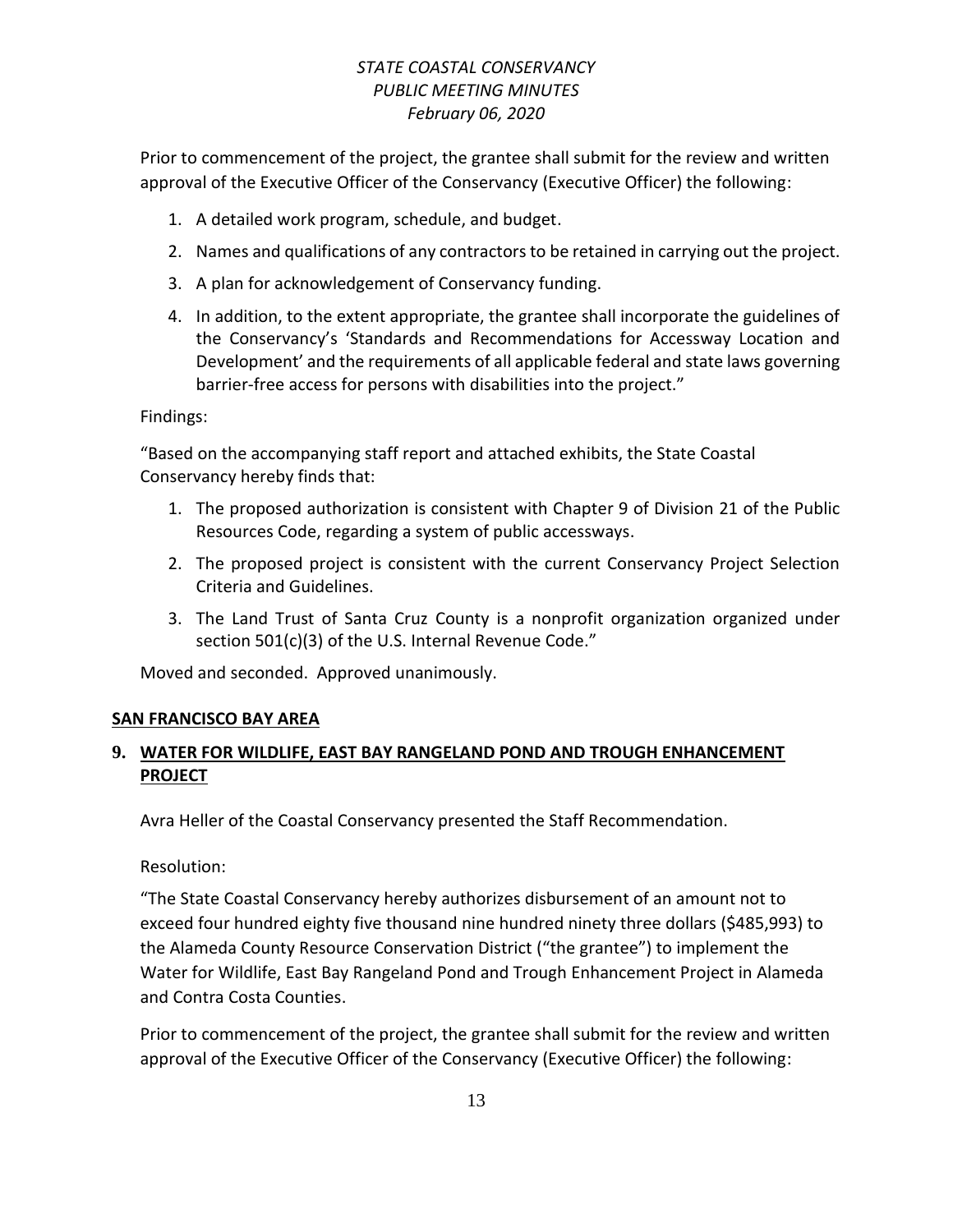Prior to commencement of the project, the grantee shall submit for the review and written approval of the Executive Officer of the Conservancy (Executive Officer) the following:

1. A detailed work program, schedule, and budget.
2. Names and qualifications of any contractors to be retained in carrying out the project.
3. A plan for acknowledgement of Conservancy funding.
4. In addition, to the extent appropriate, the grantee shall incorporate the guidelines of the Conservancy's 'Standards and Recommendations for Accessway Location and Development' and the requirements of all applicable federal and state laws governing barrier-free access for persons with disabilities into the project."

Findings:

"Based on the accompanying staff report and attached exhibits, the State Coastal Conservancy hereby finds that:

1. The proposed authorization is consistent with Chapter 9 of Division 21 of the Public Resources Code, regarding a system of public accessways.
2. The proposed project is consistent with the current Conservancy Project Selection Criteria and Guidelines.
3. The Land Trust of Santa Cruz County is a nonprofit organization organized under section 501(c)(3) of the U.S. Internal Revenue Code."

Moved and seconded. Approved unanimously.

## SAN FRANCISCO BAY AREA

### 9. WATER FOR WILDLIFE, EAST BAY RANGELAND POND AND TROUGH ENHANCEMENT PROJECT

Avra Heller of the Coastal Conservancy presented the Staff Recommendation.

Resolution:

"The State Coastal Conservancy hereby authorizes disbursement of an amount not to exceed four hundred eighty five thousand nine hundred ninety three dollars ($485,993) to the Alameda County Resource Conservation District ("the grantee") to implement the Water for Wildlife, East Bay Rangeland Pond and Trough Enhancement Project in Alameda and Contra Costa Counties.

Prior to commencement of the project, the grantee shall submit for the review and written approval of the Executive Officer of the Conservancy (Executive Officer) the following: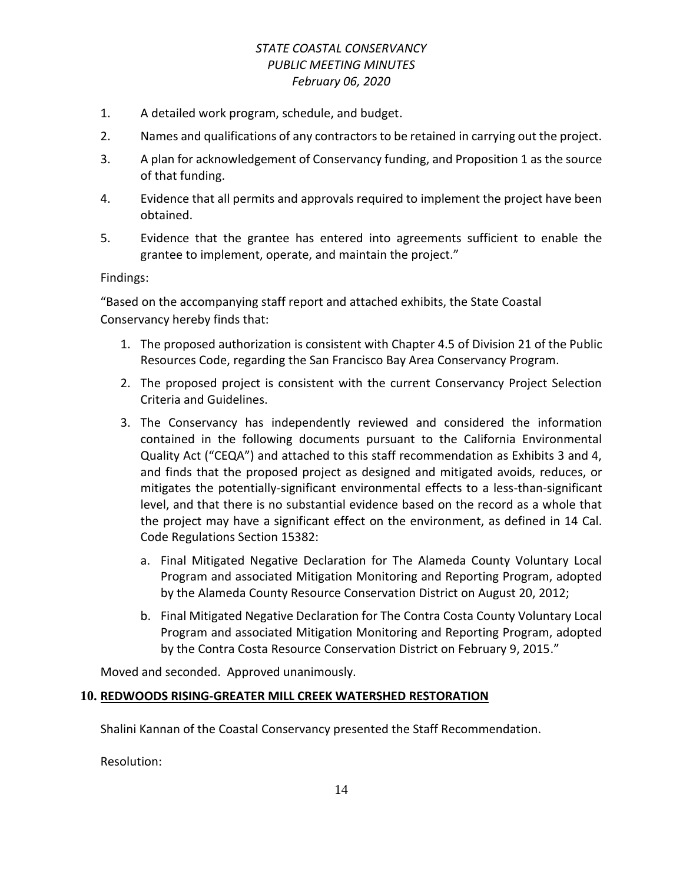1. A detailed work program, schedule, and budget.
2. Names and qualifications of any contractors to be retained in carrying out the project.
3. A plan for acknowledgement of Conservancy funding, and Proposition 1 as the source of that funding.
4. Evidence that all permits and approvals required to implement the project have been obtained.
5. Evidence that the grantee has entered into agreements sufficient to enable the grantee to implement, operate, and maintain the project."

Findings:

"Based on the accompanying staff report and attached exhibits, the State Coastal Conservancy hereby finds that:

1. The proposed authorization is consistent with Chapter 4.5 of Division 21 of the Public Resources Code, regarding the San Francisco Bay Area Conservancy Program.
2. The proposed project is consistent with the current Conservancy Project Selection Criteria and Guidelines.
3. The Conservancy has independently reviewed and considered the information contained in the following documents pursuant to the California Environmental Quality Act ("CEQA") and attached to this staff recommendation as Exhibits 3 and 4, and finds that the proposed project as designed and mitigated avoids, reduces, or mitigates the potentially-significant environmental effects to a less-than-significant level, and that there is no substantial evidence based on the record as a whole that the project may have a significant effect on the environment, as defined in 14 Cal. Code Regulations Section 15382:
   a. Final Mitigated Negative Declaration for The Alameda County Voluntary Local Program and associated Mitigation Monitoring and Reporting Program, adopted by the Alameda County Resource Conservation District on August 20, 2012;
   b. Final Mitigated Negative Declaration for The Contra Costa County Voluntary Local Program and associated Mitigation Monitoring and Reporting Program, adopted by the Contra Costa Resource Conservation District on February 9, 2015."

Moved and seconded. Approved unanimously.

## 10. REDWOODS RISING-GREATER MILL CREEK WATERSHED RESTORATION

Shalini Kannan of the Coastal Conservancy presented the Staff Recommendation.

Resolution: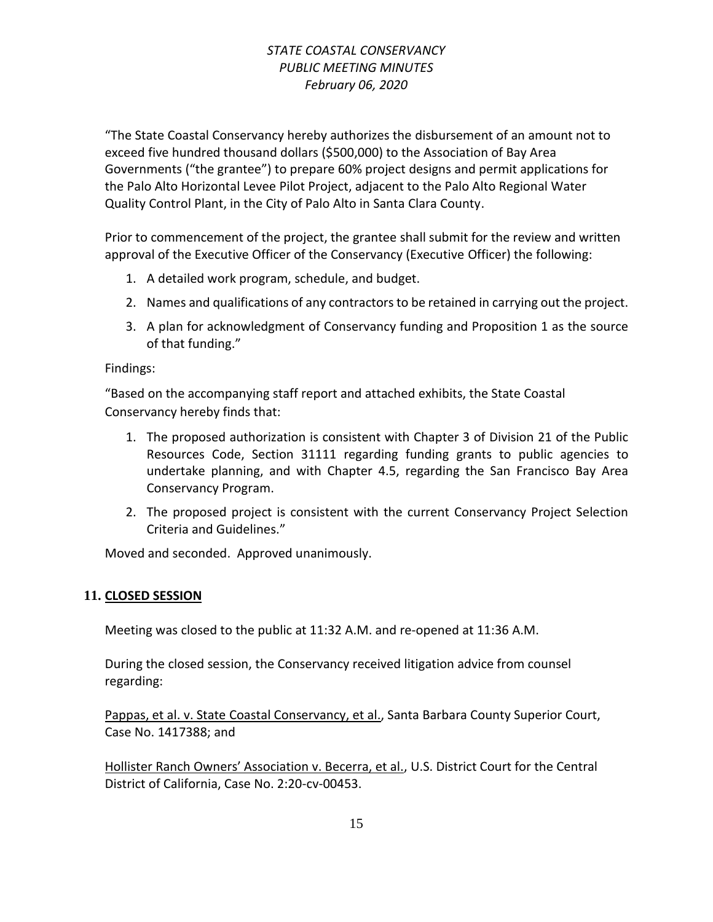"The State Coastal Conservancy hereby authorizes the disbursement of an amount not to exceed five hundred thousand dollars ($500,000) to the Association of Bay Area Governments ("the grantee") to prepare 60% project designs and permit applications for the Palo Alto Horizontal Levee Pilot Project, adjacent to the Palo Alto Regional Water Quality Control Plant, in the City of Palo Alto in Santa Clara County.

Prior to commencement of the project, the grantee shall submit for the review and written approval of the Executive Officer of the Conservancy (Executive Officer) the following:

1. A detailed work program, schedule, and budget.
2. Names and qualifications of any contractors to be retained in carrying out the project.
3. A plan for acknowledgment of Conservancy funding and Proposition 1 as the source of that funding."

Findings:

"Based on the accompanying staff report and attached exhibits, the State Coastal Conservancy hereby finds that:

1. The proposed authorization is consistent with Chapter 3 of Division 21 of the Public Resources Code, Section 31111 regarding funding grants to public agencies to undertake planning, and with Chapter 4.5, regarding the San Francisco Bay Area Conservancy Program.
2. The proposed project is consistent with the current Conservancy Project Selection Criteria and Guidelines."

Moved and seconded. Approved unanimously.

## 11. CLOSED SESSION

Meeting was closed to the public at 11:32 A.M. and re-opened at 11:36 A.M.

During the closed session, the Conservancy received litigation advice from counsel regarding:

Pappas, et al. v. State Coastal Conservancy, et al., Santa Barbara County Superior Court, Case No. 1417388; and

Hollister Ranch Owners' Association v. Becerra, et al., U.S. District Court for the Central District of California, Case No. 2:20-cv-00453.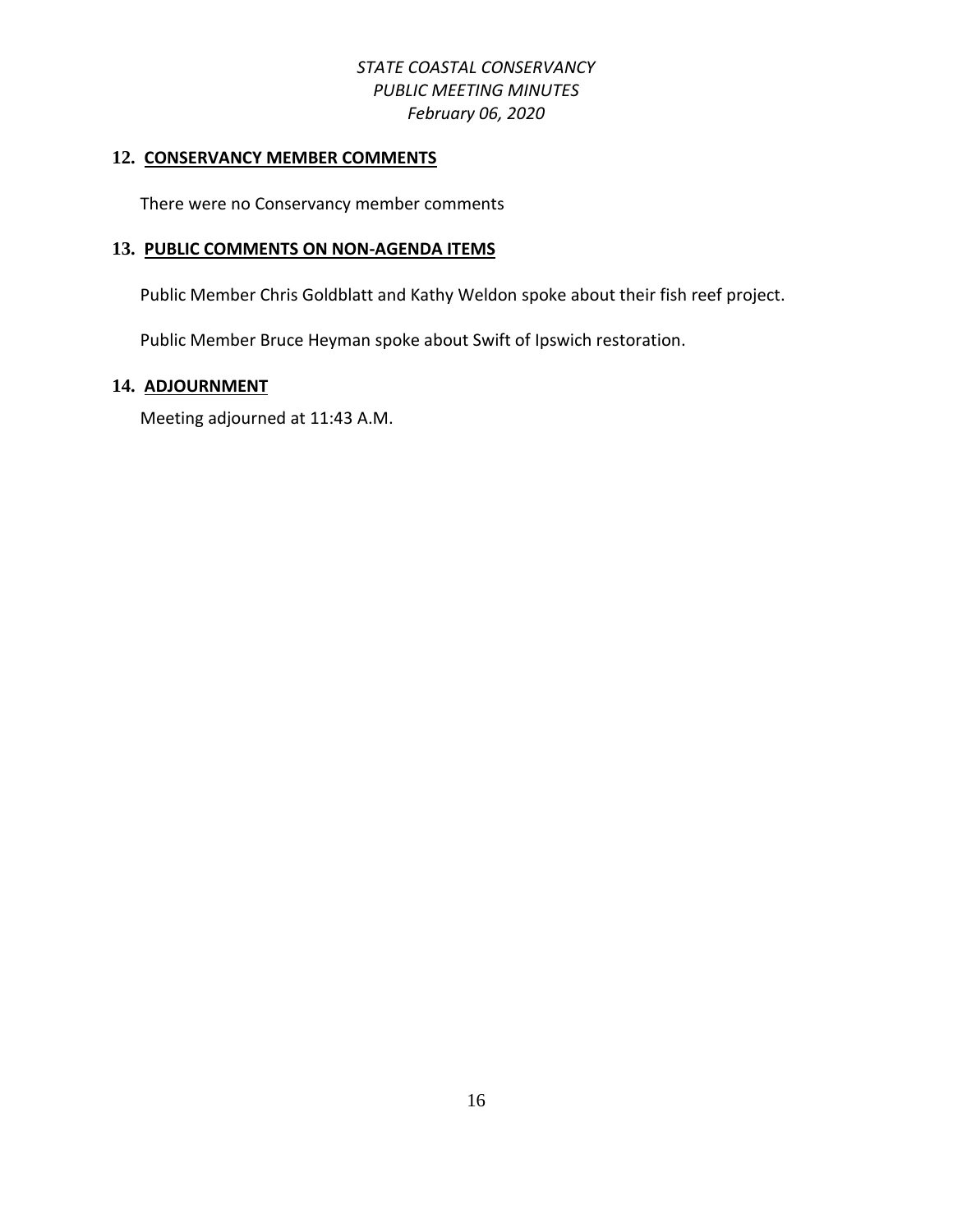## 12. CONSERVANCY MEMBER COMMENTS

There were no Conservancy member comments

## 13. PUBLIC COMMENTS ON NON-AGENDA ITEMS

Public Member Chris Goldblatt and Kathy Weldon spoke about their fish reef project.

Public Member Bruce Heyman spoke about Swift of Ipswich restoration.

## 14. ADJOURNMENT

Meeting adjourned at 11:43 A.M.